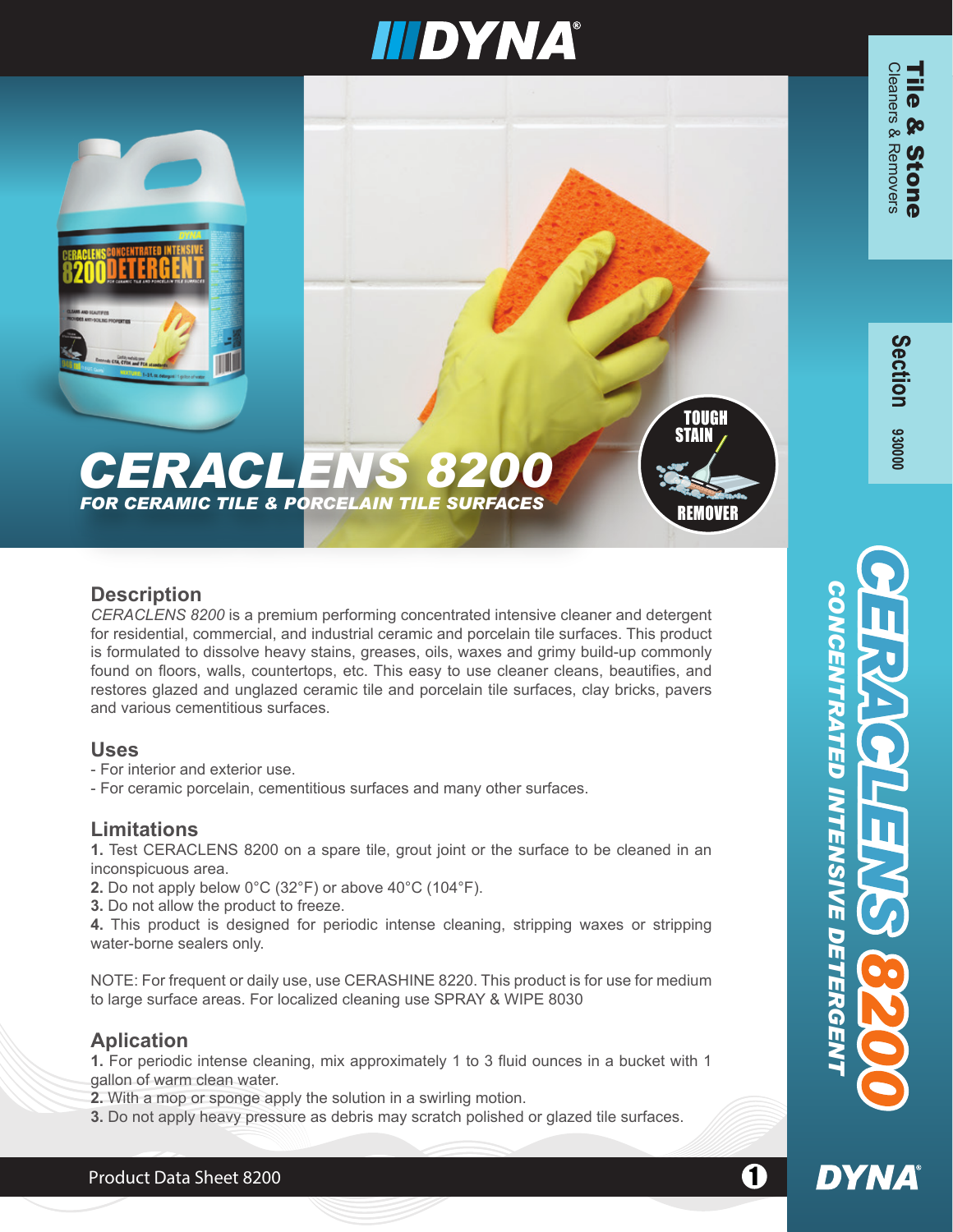# CERACLENS 8200

*FOR CERAMIC TILE & PORCELAIN TILE SURFACES*

TOUGH STAIN REMOVER

**Tile & Stone** Cleaners & Removers

**Section** 930000

**CERACLENS 8200** CONCENTRATED INTENSIVE DETERGENT

## Description

*CERACLENS 8200* is a premium performing concentrated intensive cleaner and detergent for residential, commercial, and industrial ceramic and porcelain tile surfaces. This product is formulated to dissolve heavy stains, greases, oils, waxes and grimy build-up commonly found on floors, walls, countertops, etc. This easy to use cleaner cleans, beautifies, and restores glazed and unglazed ceramic tile and porcelain tile surfaces, clay bricks, pavers and various cementitious surfaces.

## Uses

- For interior and exterior use.
- For ceramic porcelain, cementitious surfaces and many other surfaces.

## Limitations

**1.** Test CERACLENS 8200 on a spare tile, grout joint or the surface to be cleaned in an inconspicuous area.
**2.** Do not apply below 0°C (32°F) or above 40°C (104°F).
**3.** Do not allow the product to freeze.
**4.** This product is designed for periodic intense cleaning, stripping waxes or stripping water-borne sealers only.

NOTE: For frequent or daily use, use CERASHINE 8220. This product is for use for medium to large surface areas. For localized cleaning use SPRAY & WIPE 8030

## Aplication

**1.** For periodic intense cleaning, mix approximately 1 to 3 fluid ounces in a bucket with 1 gallon of warm clean water.
**2.** With a mop or sponge apply the solution in a swirling motion.
**3.** Do not apply heavy pressure as debris may scratch polished or glazed tile surfaces.

Product Data Sheet 8200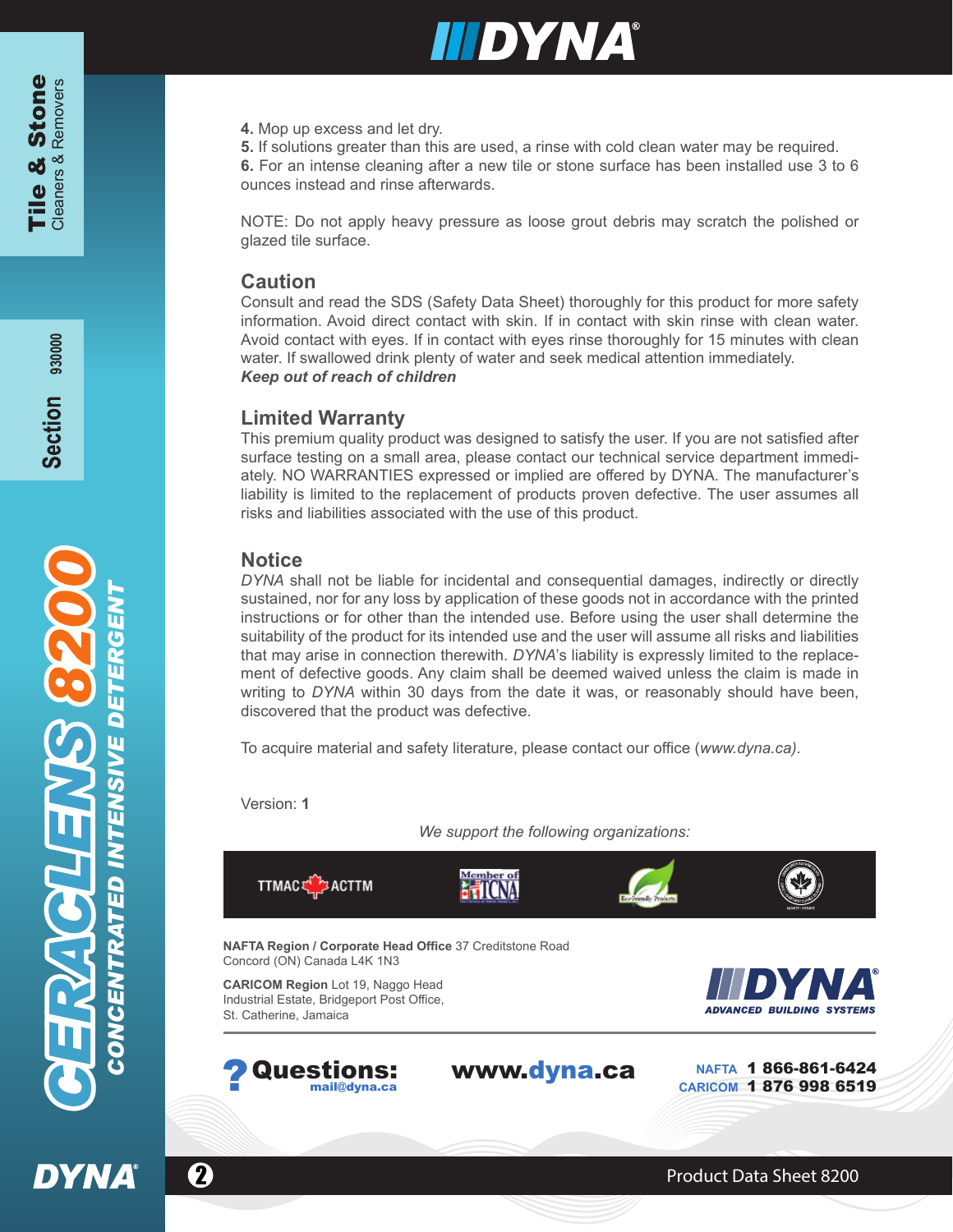4. Mop up excess and let dry.
5. If solutions greater than this are used, a rinse with cold clean water may be required.
6. For an intense cleaning after a new tile or stone surface has been installed use 3 to 6 ounces instead and rinse afterwards.

NOTE: Do not apply heavy pressure as loose grout debris may scratch the polished or glazed tile surface.

## Caution

Consult and read the SDS (Safety Data Sheet) thoroughly for this product for more safety information. Avoid direct contact with skin. If in contact with skin rinse with clean water. Avoid contact with eyes. If in contact with eyes rinse thoroughly for 15 minutes with clean water. If swallowed drink plenty of water and seek medical attention immediately.
***Keep out of reach of children***

## Limited Warranty

This premium quality product was designed to satisfy the user. If you are not satisfied after surface testing on a small area, please contact our technical service department immediately. NO WARRANTIES expressed or implied are offered by DYNA. The manufacturer's liability is limited to the replacement of products proven defective. The user assumes all risks and liabilities associated with the use of this product.

## Notice

*DYNA* shall not be liable for incidental and consequential damages, indirectly or directly sustained, nor for any loss by application of these goods not in accordance with the printed instructions or for other than the intended use. Before using the user shall determine the suitability of the product for its intended use and the user will assume all risks and liabilities that may arise in connection therewith. *DYNA*'s liability is expressly limited to the replacement of defective goods. Any claim shall be deemed waived unless the claim is made in writing to *DYNA* within 30 days from the date it was, or reasonably should have been, discovered that the product was defective.

To acquire material and safety literature, please contact our office (*www.dyna.ca)*.

Version: **1**

*We support the following organizations:*

TTMAC ACTTM

**NAFTA Region / Corporate Head Office** 37 Creditstone Road
Concord (ON) Canada L4K 1N3

**CARICOM Region** Lot 19, Naggo Head
Industrial Estate, Bridgeport Post Office,
St. Catherine, Jamaica

DYNA ADVANCED BUILDING SYSTEMS

**Questions:** mail@dyna.ca

**www.dyna.ca**

NAFTA **1 866-861-6424**
CARICOM **1 876 998 6519**

Tile & Stone Cleaners & Removers

Section 930000

CERACLENS 8200 CONCENTRATED INTENSIVE DETERGENT